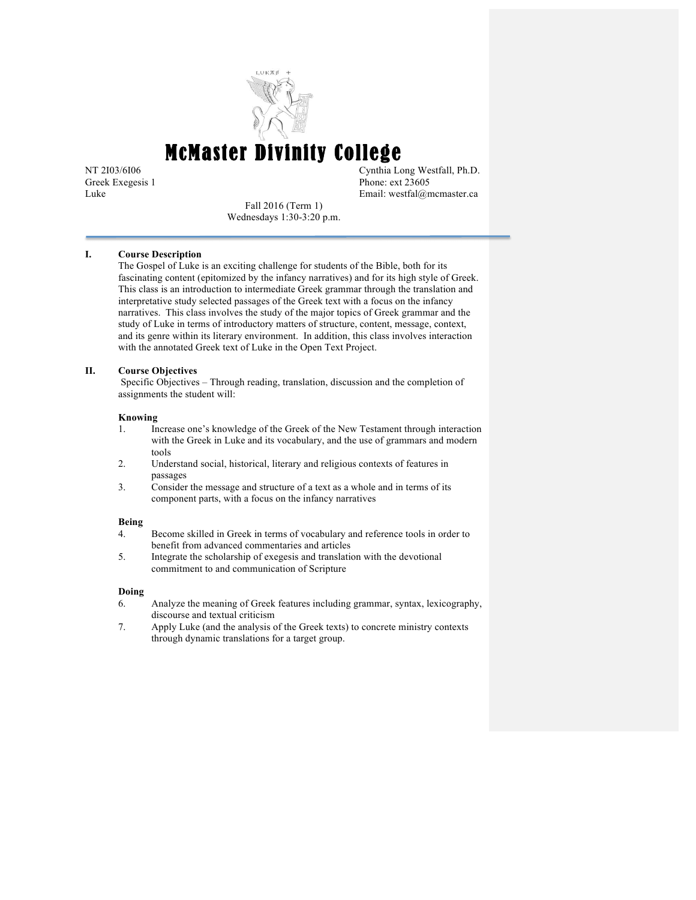# McMaster Divinity College

NT 2I03/6I06
Greek Exegesis 1
Luke

Cynthia Long Westfall, Ph.D.
Phone: ext 23605
Email: westfal@mcmaster.ca

Fall 2016 (Term 1)
Wednesdays 1:30-3:20 p.m.

## I. Course Description

The Gospel of Luke is an exciting challenge for students of the Bible, both for its fascinating content (epitomized by the infancy narratives) and for its high style of Greek. This class is an introduction to intermediate Greek grammar through the translation and interpretative study selected passages of the Greek text with a focus on the infancy narratives. This class involves the study of the major topics of Greek grammar and the study of Luke in terms of introductory matters of structure, content, message, context, and its genre within its literary environment. In addition, this class involves interaction with the annotated Greek text of Luke in the Open Text Project.

## II. Course Objectives

Specific Objectives – Through reading, translation, discussion and the completion of assignments the student will:

**Knowing**

1. Increase one's knowledge of the Greek of the New Testament through interaction with the Greek in Luke and its vocabulary, and the use of grammars and modern tools
2. Understand social, historical, literary and religious contexts of features in passages
3. Consider the message and structure of a text as a whole and in terms of its component parts, with a focus on the infancy narratives

**Being**

4. Become skilled in Greek in terms of vocabulary and reference tools in order to benefit from advanced commentaries and articles
5. Integrate the scholarship of exegesis and translation with the devotional commitment to and communication of Scripture

**Doing**

6. Analyze the meaning of Greek features including grammar, syntax, lexicography, discourse and textual criticism
7. Apply Luke (and the analysis of the Greek texts) to concrete ministry contexts through dynamic translations for a target group.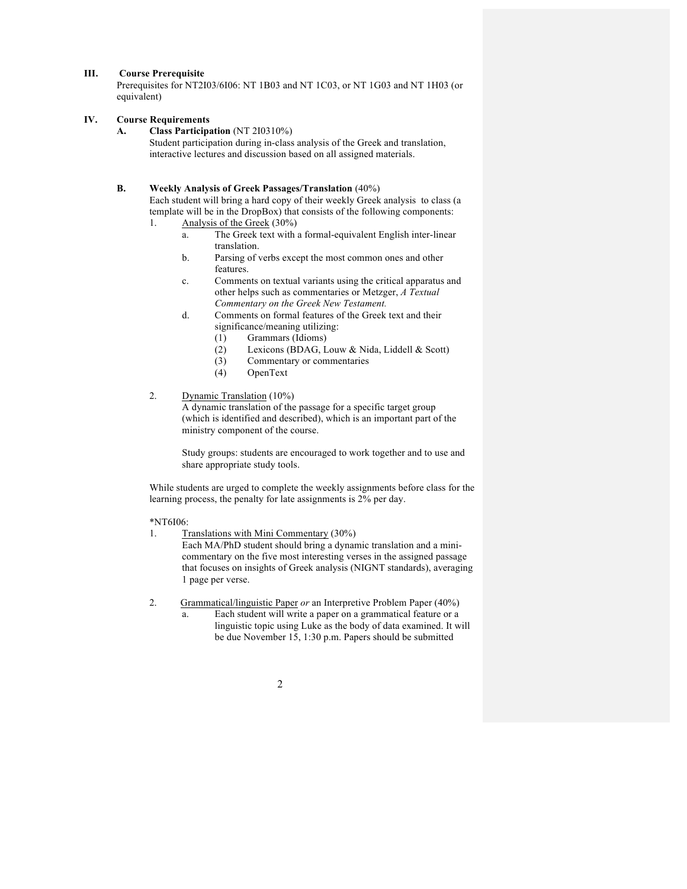## III. Course Prerequisite

Prerequisites for NT2I03/6I06: NT 1B03 and NT 1C03, or NT 1G03 and NT 1H03 (or equivalent)

## IV. Course Requirements

### A. **Class Participation** (NT 2I0310%)

Student participation during in-class analysis of the Greek and translation, interactive lectures and discussion based on all assigned materials.

### B. **Weekly Analysis of Greek Passages/Translation** (40%)

Each student will bring a hard copy of their weekly Greek analysis to class (a template will be in the DropBox) that consists of the following components:

1. Analysis of the Greek (30%)
   a. The Greek text with a formal-equivalent English inter-linear translation.
   b. Parsing of verbs except the most common ones and other features.
   c. Comments on textual variants using the critical apparatus and other helps such as commentaries or Metzger, *A Textual Commentary on the Greek New Testament.*
   d. Comments on formal features of the Greek text and their significance/meaning utilizing:
      (1) Grammars (Idioms)
      (2) Lexicons (BDAG, Louw & Nida, Liddell & Scott)
      (3) Commentary or commentaries
      (4) OpenText

2. Dynamic Translation (10%)
   A dynamic translation of the passage for a specific target group (which is identified and described), which is an important part of the ministry component of the course.

   Study groups: students are encouraged to work together and to use and share appropriate study tools.

While students are urged to complete the weekly assignments before class for the learning process, the penalty for late assignments is 2% per day.

*NT6I06:

1. Translations with Mini Commentary (30%)
   Each MA/PhD student should bring a dynamic translation and a mini-commentary on the five most interesting verses in the assigned passage that focuses on insights of Greek analysis (NIGNT standards), averaging 1 page per verse.

2. Grammatical/linguistic Paper *or* an Interpretive Problem Paper (40%)
   a. Each student will write a paper on a grammatical feature or a linguistic topic using Luke as the body of data examined. It will be due November 15, 1:30 p.m. Papers should be submitted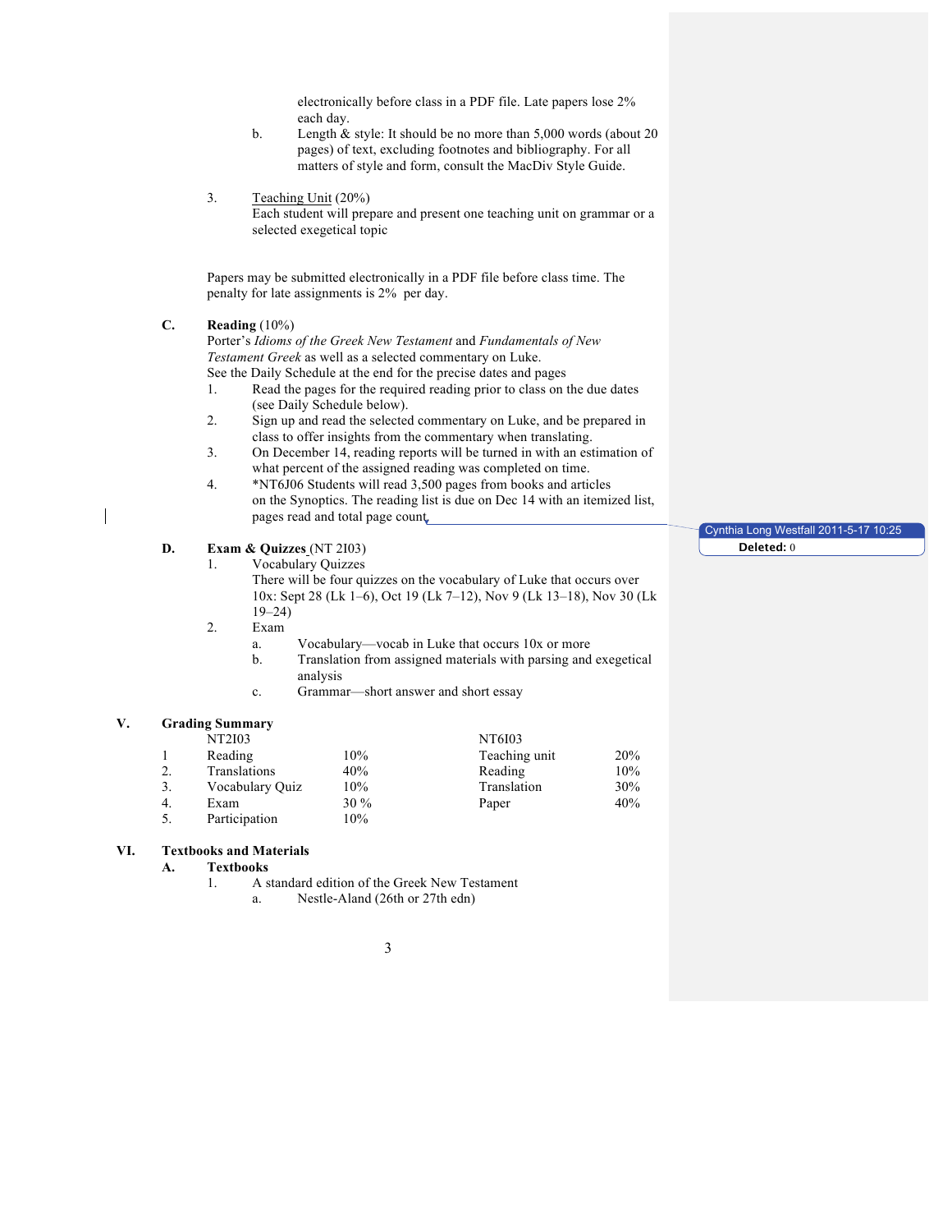electronically before class in a PDF file. Late papers lose 2% each day.

b. Length & style: It should be no more than 5,000 words (about 20 pages) of text, excluding footnotes and bibliography. For all matters of style and form, consult the MacDiv Style Guide.

3. Teaching Unit (20%)
   Each student will prepare and present one teaching unit on grammar or a selected exegetical topic

Papers may be submitted electronically in a PDF file before class time. The penalty for late assignments is 2% per day.

**C. Reading** (10%)

Porter's *Idioms of the Greek New Testament* and *Fundamentals of New Testament Greek* as well as a selected commentary on Luke.
See the Daily Schedule at the end for the precise dates and pages

1. Read the pages for the required reading prior to class on the due dates (see Daily Schedule below).
2. Sign up and read the selected commentary on Luke, and be prepared in class to offer insights from the commentary when translating.
3. On December 14, reading reports will be turned in with an estimation of what percent of the assigned reading was completed on time.
4. *NT6J06 Students will read 3,500 pages from books and articles on the Synoptics. The reading list is due on Dec 14 with an itemized list, pages read and total page count

Cynthia Long Westfall 2011-5-17 10:25
**Deleted:** 0

**D. Exam & Quizzes** (NT 2I03)

1. Vocabulary Quizzes
   There will be four quizzes on the vocabulary of Luke that occurs over 10x: Sept 28 (Lk 1–6), Oct 19 (Lk 7–12), Nov 9 (Lk 13–18), Nov 30 (Lk 19–24)
2. Exam
   a. Vocabulary—vocab in Luke that occurs 10x or more
   b. Translation from assigned materials with parsing and exegetical analysis
   c. Grammar—short answer and short essay

## V. Grading Summary

| | NT2I03 | | NT6I03 | |
|---|---|---|---|---|
| 1 | Reading | 10% | Teaching unit | 20% |
| 2. | Translations | 40% | Reading | 10% |
| 3. | Vocabulary Quiz | 10% | Translation | 30% |
| 4. | Exam | 30 % | Paper | 40% |
| 5. | Participation | 10% | | |

## VI. Textbooks and Materials

**A. Textbooks**

1. A standard edition of the Greek New Testament
   a. Nestle-Aland (26th or 27th edn)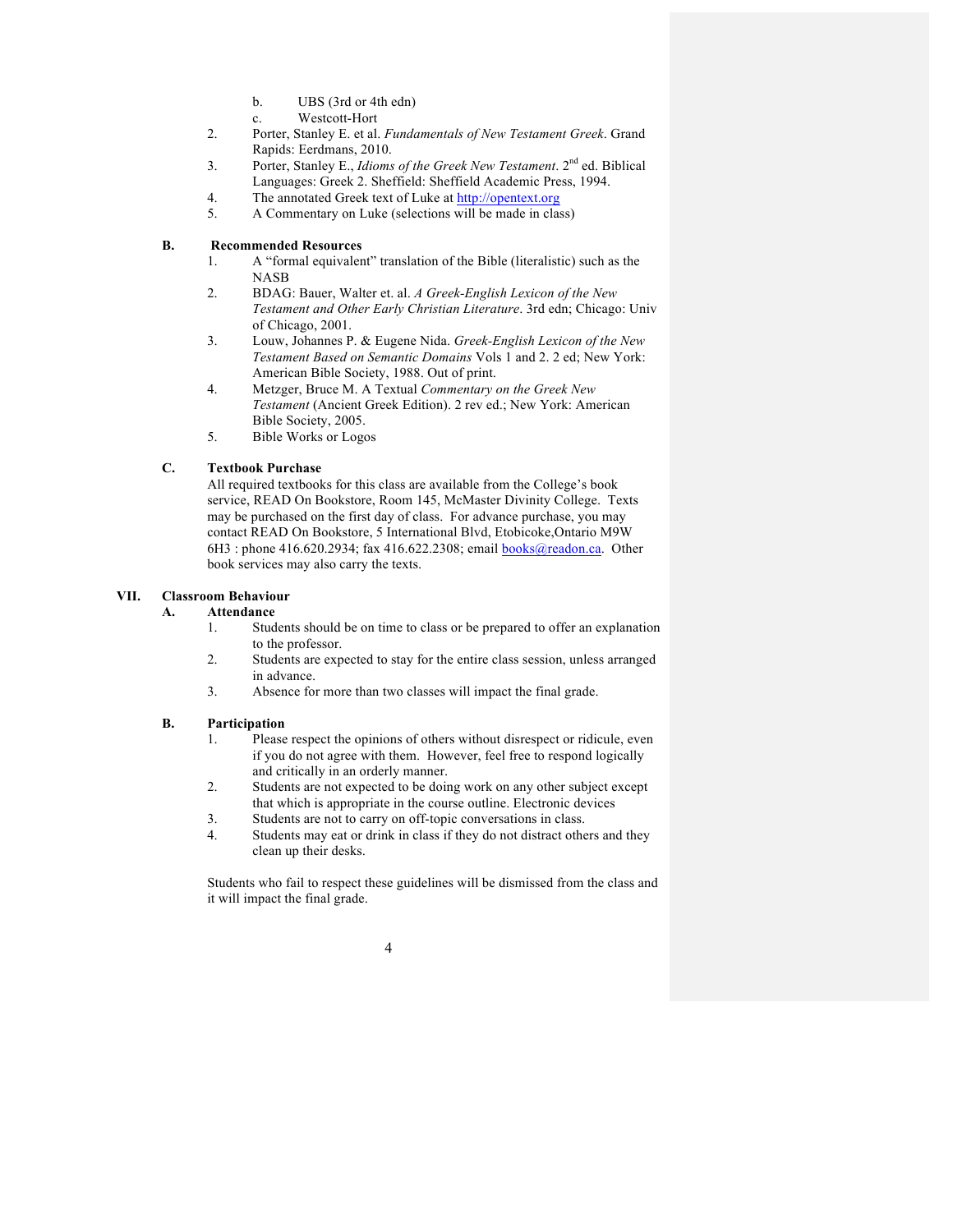b. UBS (3rd or 4th edn)
   c. Westcott-Hort
2. Porter, Stanley E. et al. *Fundamentals of New Testament Greek*. Grand Rapids: Eerdmans, 2010.
3. Porter, Stanley E., *Idioms of the Greek New Testament*. 2nd ed. Biblical Languages: Greek 2. Sheffield: Sheffield Academic Press, 1994.
4. The annotated Greek text of Luke at http://opentext.org
5. A Commentary on Luke (selections will be made in class)

### B. Recommended Resources

1. A "formal equivalent" translation of the Bible (literalistic) such as the NASB
2. BDAG: Bauer, Walter et. al. *A Greek-English Lexicon of the New Testament and Other Early Christian Literature*. 3rd edn; Chicago: Univ of Chicago, 2001.
3. Louw, Johannes P. & Eugene Nida. *Greek-English Lexicon of the New Testament Based on Semantic Domains* Vols 1 and 2. 2 ed; New York: American Bible Society, 1988. Out of print.
4. Metzger, Bruce M. A Textual *Commentary on the Greek New Testament* (Ancient Greek Edition). 2 rev ed.; New York: American Bible Society, 2005.
5. Bible Works or Logos

### C. Textbook Purchase

All required textbooks for this class are available from the College's book service, READ On Bookstore, Room 145, McMaster Divinity College. Texts may be purchased on the first day of class. For advance purchase, you may contact READ On Bookstore, 5 International Blvd, Etobicoke,Ontario M9W 6H3 : phone 416.620.2934; fax 416.622.2308; email books@readon.ca. Other book services may also carry the texts.

## VII. Classroom Behaviour

### A. Attendance

1. Students should be on time to class or be prepared to offer an explanation to the professor.
2. Students are expected to stay for the entire class session, unless arranged in advance.
3. Absence for more than two classes will impact the final grade.

### B. Participation

1. Please respect the opinions of others without disrespect or ridicule, even if you do not agree with them. However, feel free to respond logically and critically in an orderly manner.
2. Students are not expected to be doing work on any other subject except that which is appropriate in the course outline. Electronic devices
3. Students are not to carry on off-topic conversations in class.
4. Students may eat or drink in class if they do not distract others and they clean up their desks.

Students who fail to respect these guidelines will be dismissed from the class and it will impact the final grade.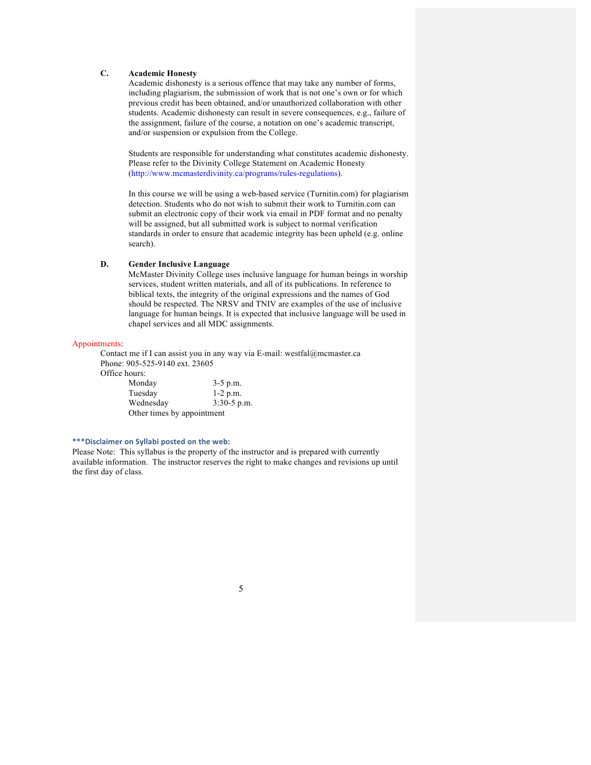### C. Academic Honesty

Academic dishonesty is a serious offence that may take any number of forms, including plagiarism, the submission of work that is not one's own or for which previous credit has been obtained, and/or unauthorized collaboration with other students. Academic dishonesty can result in severe consequences, e.g., failure of the assignment, failure of the course, a notation on one's academic transcript, and/or suspension or expulsion from the College.

Students are responsible for understanding what constitutes academic dishonesty. Please refer to the Divinity College Statement on Academic Honesty (http://www.mcmasterdivinity.ca/programs/rules-regulations).

In this course we will be using a web-based service (Turnitin.com) for plagiarism detection. Students who do not wish to submit their work to Turnitin.com can submit an electronic copy of their work via email in PDF format and no penalty will be assigned, but all submitted work is subject to normal verification standards in order to ensure that academic integrity has been upheld (e.g. online search).

### D. Gender Inclusive Language

McMaster Divinity College uses inclusive language for human beings in worship services, student written materials, and all of its publications. In reference to biblical texts, the integrity of the original expressions and the names of God should be respected. The NRSV and TNIV are examples of the use of inclusive language for human beings. It is expected that inclusive language will be used in chapel services and all MDC assignments.

Appointments:

Contact me if I can assist you in any way via E-mail: westfal@mcmaster.ca
Phone: 905-525-9140 ext. 23605
Office hours:

| | |
|---|---|
| Monday | 3-5 p.m. |
| Tuesday | 1-2 p.m. |
| Wednesday | 3:30-5 p.m. |

Other times by appointment

**\*\*\*Disclaimer on Syllabi posted on the web:**

Please Note: This syllabus is the property of the instructor and is prepared with currently available information. The instructor reserves the right to make changes and revisions up until the first day of class.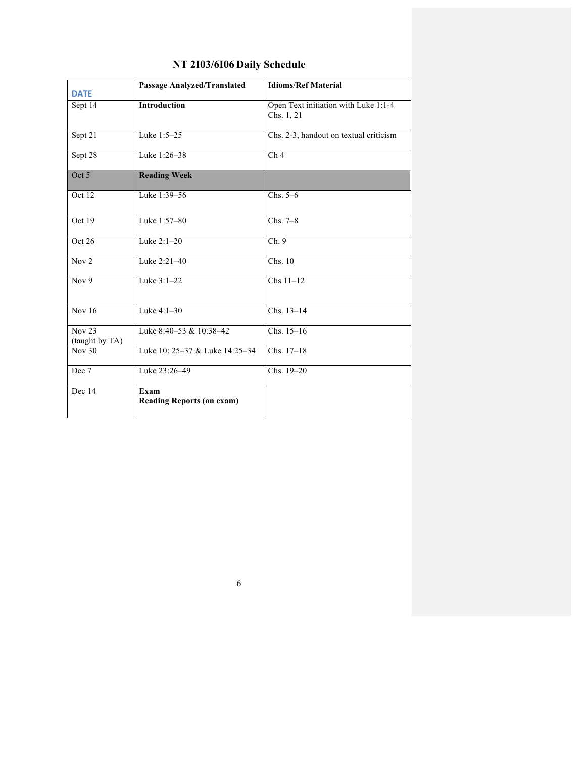## NT 2I03/6I06 Daily Schedule

| DATE | Passage Analyzed/Translated | Idioms/Ref Material |
|---|---|---|
| Sept 14 | **Introduction** | Open Text initiation with Luke 1:1-4 Chs. 1, 21 |
| Sept 21 | Luke 1:5–25 | Chs. 2-3, handout on textual criticism |
| Sept 28 | Luke 1:26–38 | Ch 4 |
| Oct 5 | **Reading Week** | |
| Oct 12 | Luke 1:39–56 | Chs. 5–6 |
| Oct 19 | Luke 1:57–80 | Chs. 7–8 |
| Oct 26 | Luke 2:1–20 | Ch. 9 |
| Nov 2 | Luke 2:21–40 | Chs. 10 |
| Nov 9 | Luke 3:1–22 | Chs 11–12 |
| Nov 16 | Luke 4:1–30 | Chs. 13–14 |
| Nov 23 (taught by TA) | Luke 8:40–53 & 10:38–42 | Chs. 15–16 |
| Nov 30 | Luke 10: 25–37 & Luke 14:25–34 | Chs. 17–18 |
| Dec 7 | Luke 23:26–49 | Chs. 19–20 |
| Dec 14 | **Exam** **Reading Reports (on exam)** | |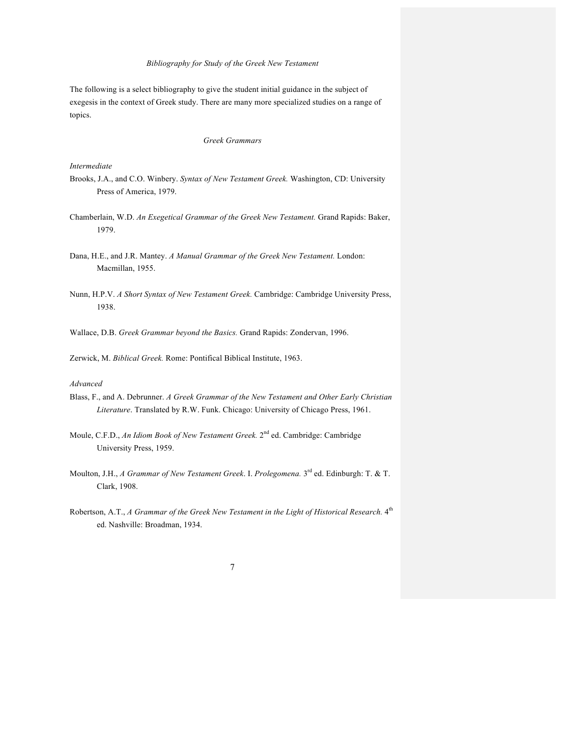*Bibliography for Study of the Greek New Testament*

The following is a select bibliography to give the student initial guidance in the subject of exegesis in the context of Greek study. There are many more specialized studies on a range of topics.

*Greek Grammars*

*Intermediate*

Brooks, J.A., and C.O. Winbery. *Syntax of New Testament Greek.* Washington, CD: University Press of America, 1979.

Chamberlain, W.D. *An Exegetical Grammar of the Greek New Testament.* Grand Rapids: Baker, 1979.

Dana, H.E., and J.R. Mantey. *A Manual Grammar of the Greek New Testament.* London: Macmillan, 1955.

Nunn, H.P.V. *A Short Syntax of New Testament Greek.* Cambridge: Cambridge University Press, 1938.

Wallace, D.B. *Greek Grammar beyond the Basics.* Grand Rapids: Zondervan, 1996.

Zerwick, M. *Biblical Greek.* Rome: Pontifical Biblical Institute, 1963.

*Advanced*

Blass, F., and A. Debrunner. *A Greek Grammar of the New Testament and Other Early Christian Literature*. Translated by R.W. Funk. Chicago: University of Chicago Press, 1961.

Moule, C.F.D., *An Idiom Book of New Testament Greek.* 2nd ed. Cambridge: Cambridge University Press, 1959.

Moulton, J.H., *A Grammar of New Testament Greek*. I. *Prolegomena.* 3rd ed. Edinburgh: T. & T. Clark, 1908.

Robertson, A.T., *A Grammar of the Greek New Testament in the Light of Historical Research.* 4th ed. Nashville: Broadman, 1934.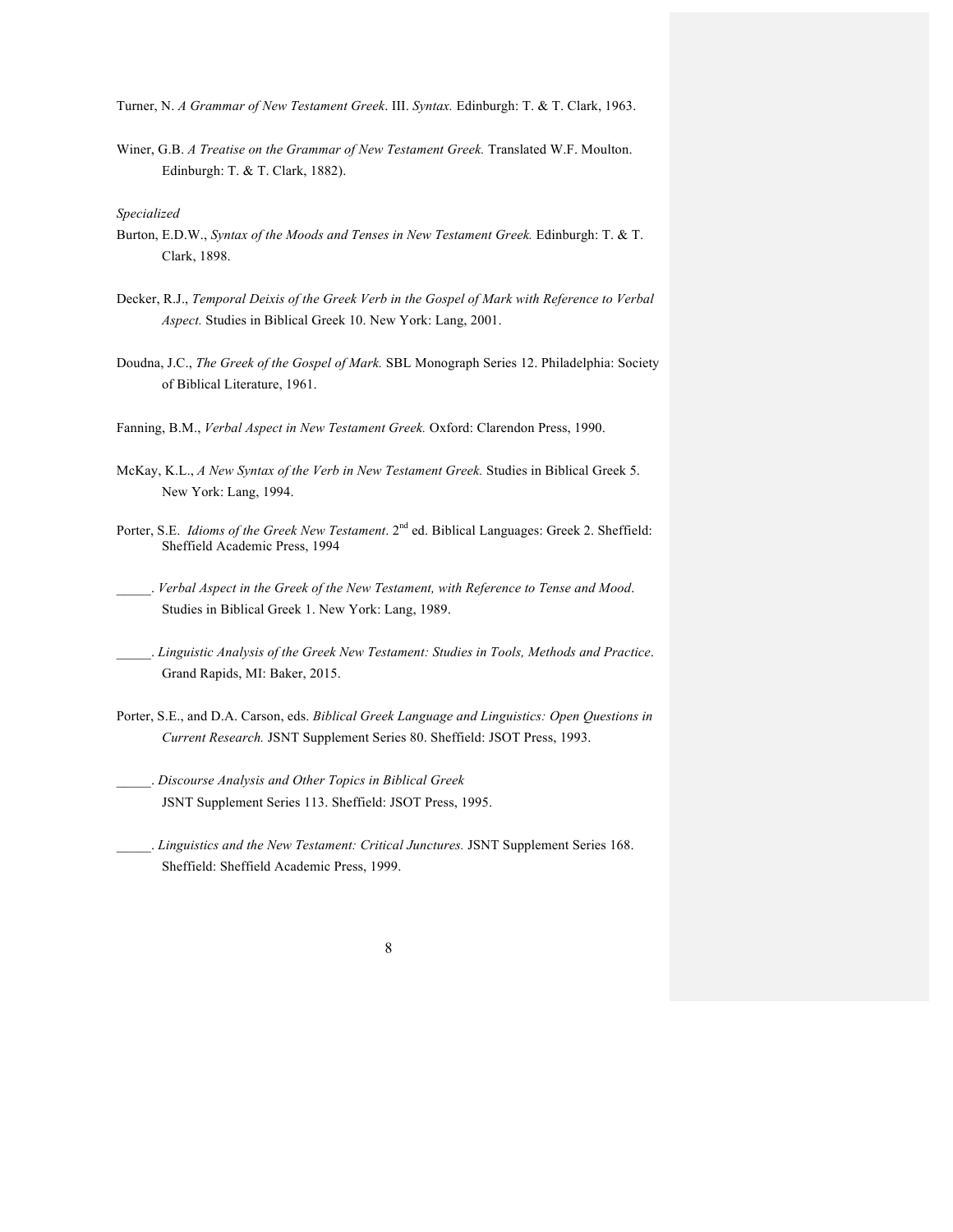Turner, N. *A Grammar of New Testament Greek*. III. *Syntax.* Edinburgh: T. & T. Clark, 1963.

Winer, G.B. *A Treatise on the Grammar of New Testament Greek.* Translated W.F. Moulton. Edinburgh: T. & T. Clark, 1882).

*Specialized*

Burton, E.D.W., *Syntax of the Moods and Tenses in New Testament Greek.* Edinburgh: T. & T. Clark, 1898.

Decker, R.J., *Temporal Deixis of the Greek Verb in the Gospel of Mark with Reference to Verbal Aspect.* Studies in Biblical Greek 10. New York: Lang, 2001.

Doudna, J.C., *The Greek of the Gospel of Mark.* SBL Monograph Series 12. Philadelphia: Society of Biblical Literature, 1961.

Fanning, B.M., *Verbal Aspect in New Testament Greek.* Oxford: Clarendon Press, 1990.

McKay, K.L., *A New Syntax of the Verb in New Testament Greek.* Studies in Biblical Greek 5. New York: Lang, 1994.

Porter, S.E. *Idioms of the Greek New Testament*. 2nd ed. Biblical Languages: Greek 2. Sheffield: Sheffield Academic Press, 1994

_____. *Verbal Aspect in the Greek of the New Testament, with Reference to Tense and Mood*. Studies in Biblical Greek 1. New York: Lang, 1989.

_____. *Linguistic Analysis of the Greek New Testament: Studies in Tools, Methods and Practice*. Grand Rapids, MI: Baker, 2015.

Porter, S.E., and D.A. Carson, eds. *Biblical Greek Language and Linguistics: Open Questions in Current Research.* JSNT Supplement Series 80. Sheffield: JSOT Press, 1993.

_____. *Discourse Analysis and Other Topics in Biblical Greek* JSNT Supplement Series 113. Sheffield: JSOT Press, 1995.

_____. *Linguistics and the New Testament: Critical Junctures.* JSNT Supplement Series 168. Sheffield: Sheffield Academic Press, 1999.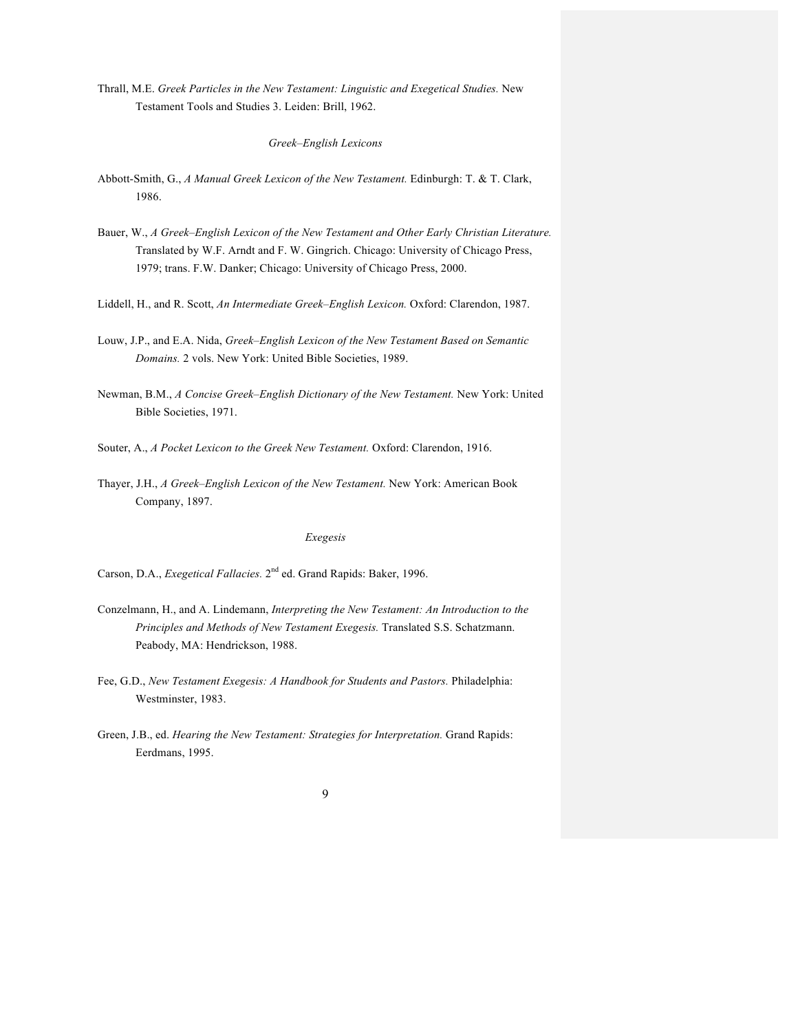Thrall, M.E. *Greek Particles in the New Testament: Linguistic and Exegetical Studies.* New Testament Tools and Studies 3. Leiden: Brill, 1962.

### *Greek–English Lexicons*

Abbott-Smith, G., *A Manual Greek Lexicon of the New Testament.* Edinburgh: T. & T. Clark, 1986.

Bauer, W., *A Greek–English Lexicon of the New Testament and Other Early Christian Literature.* Translated by W.F. Arndt and F. W. Gingrich. Chicago: University of Chicago Press, 1979; trans. F.W. Danker; Chicago: University of Chicago Press, 2000.

Liddell, H., and R. Scott, *An Intermediate Greek–English Lexicon.* Oxford: Clarendon, 1987.

Louw, J.P., and E.A. Nida, *Greek–English Lexicon of the New Testament Based on Semantic Domains.* 2 vols. New York: United Bible Societies, 1989.

Newman, B.M., *A Concise Greek–English Dictionary of the New Testament.* New York: United Bible Societies, 1971.

Souter, A., *A Pocket Lexicon to the Greek New Testament.* Oxford: Clarendon, 1916.

Thayer, J.H., *A Greek–English Lexicon of the New Testament.* New York: American Book Company, 1897.

### *Exegesis*

Carson, D.A., *Exegetical Fallacies.* 2nd ed. Grand Rapids: Baker, 1996.

Conzelmann, H., and A. Lindemann, *Interpreting the New Testament: An Introduction to the Principles and Methods of New Testament Exegesis.* Translated S.S. Schatzmann. Peabody, MA: Hendrickson, 1988.

Fee, G.D., *New Testament Exegesis: A Handbook for Students and Pastors.* Philadelphia: Westminster, 1983.

Green, J.B., ed. *Hearing the New Testament: Strategies for Interpretation.* Grand Rapids: Eerdmans, 1995.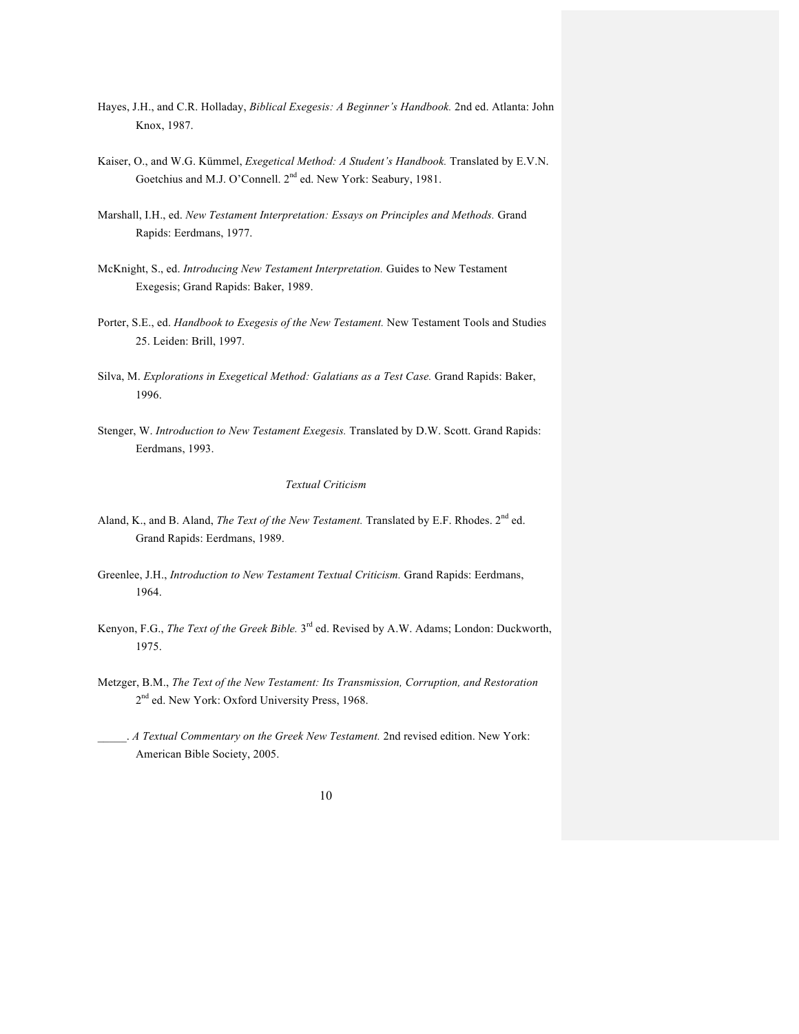Hayes, J.H., and C.R. Holladay, *Biblical Exegesis: A Beginner's Handbook.* 2nd ed. Atlanta: John Knox, 1987.

Kaiser, O., and W.G. Kümmel, *Exegetical Method: A Student's Handbook.* Translated by E.V.N. Goetchius and M.J. O'Connell. 2nd ed. New York: Seabury, 1981.

Marshall, I.H., ed. *New Testament Interpretation: Essays on Principles and Methods.* Grand Rapids: Eerdmans, 1977.

McKnight, S., ed. *Introducing New Testament Interpretation.* Guides to New Testament Exegesis; Grand Rapids: Baker, 1989.

Porter, S.E., ed. *Handbook to Exegesis of the New Testament.* New Testament Tools and Studies 25. Leiden: Brill, 1997.

Silva, M. *Explorations in Exegetical Method: Galatians as a Test Case.* Grand Rapids: Baker, 1996.

Stenger, W. *Introduction to New Testament Exegesis.* Translated by D.W. Scott. Grand Rapids: Eerdmans, 1993.

*Textual Criticism*

Aland, K., and B. Aland, *The Text of the New Testament.* Translated by E.F. Rhodes. 2nd ed. Grand Rapids: Eerdmans, 1989.

Greenlee, J.H., *Introduction to New Testament Textual Criticism.* Grand Rapids: Eerdmans, 1964.

Kenyon, F.G., *The Text of the Greek Bible.* 3rd ed. Revised by A.W. Adams; London: Duckworth, 1975.

Metzger, B.M., *The Text of the New Testament: Its Transmission, Corruption, and Restoration* 2nd ed. New York: Oxford University Press, 1968.

_____. *A Textual Commentary on the Greek New Testament.* 2nd revised edition. New York: American Bible Society, 2005.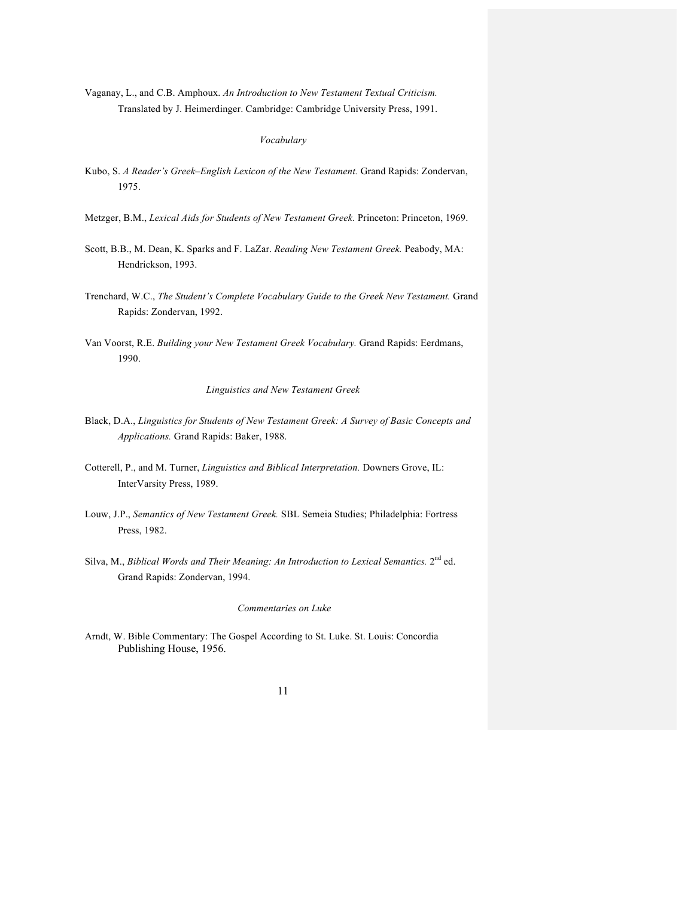Vaganay, L., and C.B. Amphoux. *An Introduction to New Testament Textual Criticism.* Translated by J. Heimerdinger. Cambridge: Cambridge University Press, 1991.

### *Vocabulary*

Kubo, S. *A Reader's Greek–English Lexicon of the New Testament.* Grand Rapids: Zondervan, 1975.

Metzger, B.M., *Lexical Aids for Students of New Testament Greek.* Princeton: Princeton, 1969.

Scott, B.B., M. Dean, K. Sparks and F. LaZar. *Reading New Testament Greek.* Peabody, MA: Hendrickson, 1993.

Trenchard, W.C., *The Student's Complete Vocabulary Guide to the Greek New Testament.* Grand Rapids: Zondervan, 1992.

Van Voorst, R.E. *Building your New Testament Greek Vocabulary.* Grand Rapids: Eerdmans, 1990.

### *Linguistics and New Testament Greek*

Black, D.A., *Linguistics for Students of New Testament Greek: A Survey of Basic Concepts and Applications.* Grand Rapids: Baker, 1988.

Cotterell, P., and M. Turner, *Linguistics and Biblical Interpretation.* Downers Grove, IL: InterVarsity Press, 1989.

Louw, J.P., *Semantics of New Testament Greek.* SBL Semeia Studies; Philadelphia: Fortress Press, 1982.

Silva, M., *Biblical Words and Their Meaning: An Introduction to Lexical Semantics.* 2nd ed. Grand Rapids: Zondervan, 1994.

### *Commentaries on Luke*

Arndt, W. Bible Commentary: The Gospel According to St. Luke. St. Louis: Concordia Publishing House, 1956.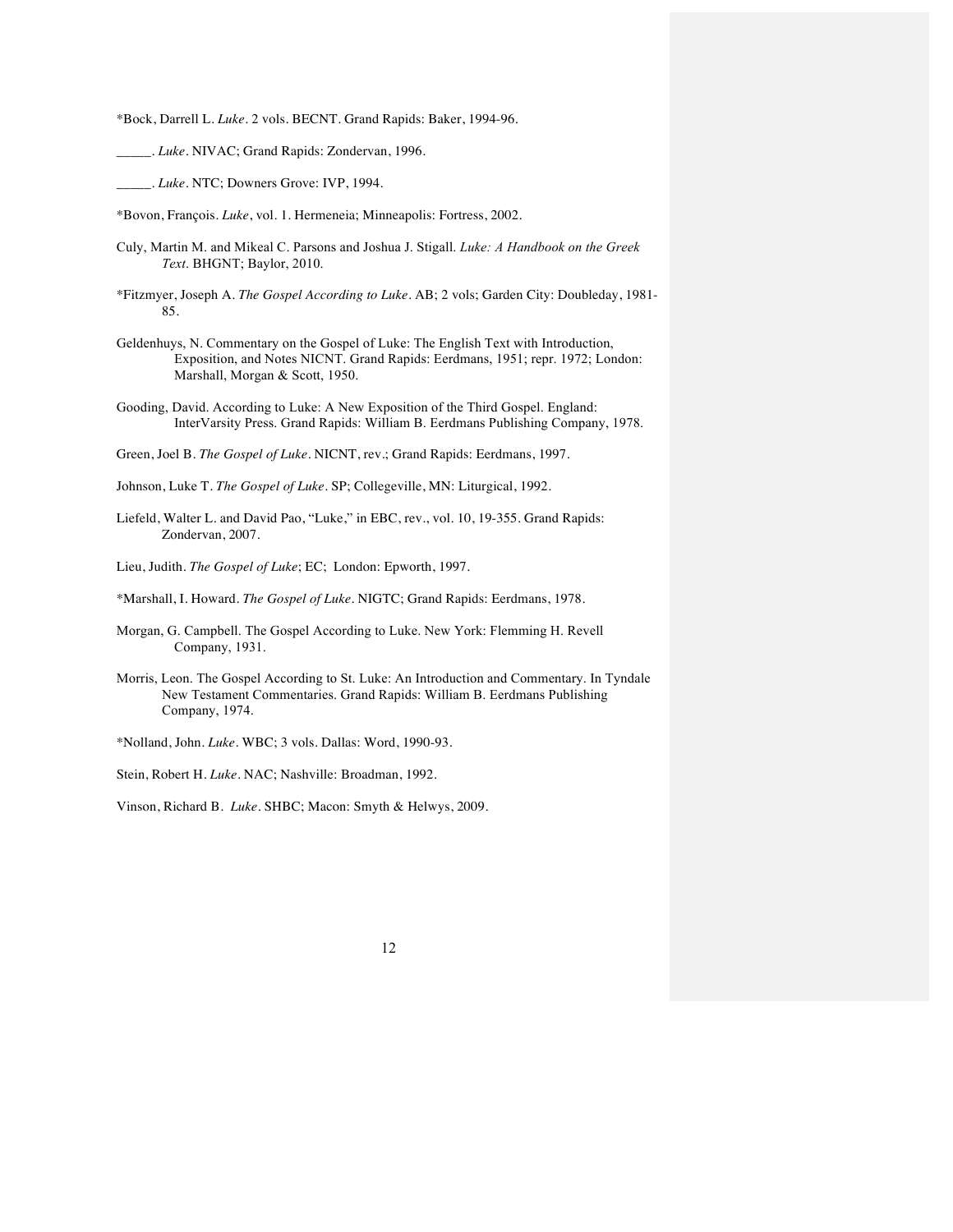*Bock, Darrell L. *Luke*. 2 vols. BECNT. Grand Rapids: Baker, 1994-96.

_____. *Luke*. NIVAC; Grand Rapids: Zondervan, 1996.

_____. *Luke*. NTC; Downers Grove: IVP, 1994.

*Bovon, François. *Luke*, vol. 1. Hermeneia; Minneapolis: Fortress, 2002.

Culy, Martin M. and Mikeal C. Parsons and Joshua J. Stigall. *Luke: A Handbook on the Greek Text*. BHGNT; Baylor, 2010.

*Fitzmyer, Joseph A. *The Gospel According to Luke*. AB; 2 vols; Garden City: Doubleday, 1981-85.

Geldenhuys, N. Commentary on the Gospel of Luke: The English Text with Introduction, Exposition, and Notes NICNT. Grand Rapids: Eerdmans, 1951; repr. 1972; London: Marshall, Morgan & Scott, 1950.

Gooding, David. According to Luke: A New Exposition of the Third Gospel. England: InterVarsity Press. Grand Rapids: William B. Eerdmans Publishing Company, 1978.

Green, Joel B. *The Gospel of Luke*. NICNT, rev.; Grand Rapids: Eerdmans, 1997.

Johnson, Luke T. *The Gospel of Luke*. SP; Collegeville, MN: Liturgical, 1992.

Liefeld, Walter L. and David Pao, "Luke," in EBC, rev., vol. 10, 19-355. Grand Rapids: Zondervan, 2007.

Lieu, Judith. *The Gospel of Luke*; EC; London: Epworth, 1997.

*Marshall, I. Howard. *The Gospel of Luke*. NIGTC; Grand Rapids: Eerdmans, 1978.

Morgan, G. Campbell. The Gospel According to Luke. New York: Flemming H. Revell Company, 1931.

Morris, Leon. The Gospel According to St. Luke: An Introduction and Commentary. In Tyndale New Testament Commentaries. Grand Rapids: William B. Eerdmans Publishing Company, 1974.

*Nolland, John. *Luke*. WBC; 3 vols. Dallas: Word, 1990-93.

Stein, Robert H. *Luke*. NAC; Nashville: Broadman, 1992.

Vinson, Richard B. *Luke*. SHBC; Macon: Smyth & Helwys, 2009.